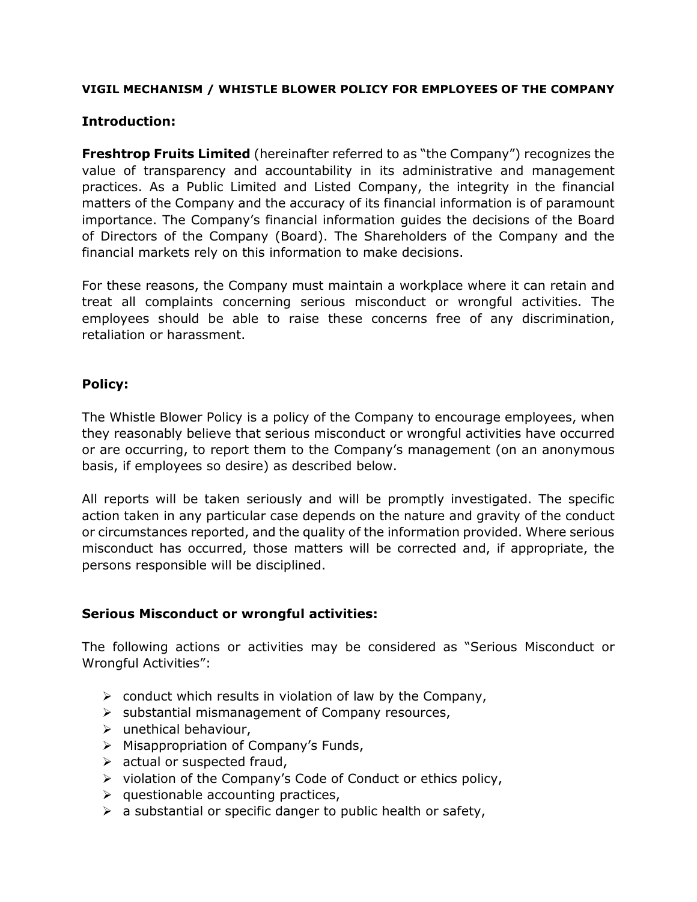**VIGIL MECHANISM / WHISTLE BLOWER POLICY FOR EMPLOYEES OF THE COMPANY**

## Introduction:

**Freshtrop Fruits Limited** (hereinafter referred to as "the Company") recognizes the value of transparency and accountability in its administrative and management practices. As a Public Limited and Listed Company, the integrity in the financial matters of the Company and the accuracy of its financial information is of paramount importance. The Company's financial information guides the decisions of the Board of Directors of the Company (Board). The Shareholders of the Company and the financial markets rely on this information to make decisions.

For these reasons, the Company must maintain a workplace where it can retain and treat all complaints concerning serious misconduct or wrongful activities. The employees should be able to raise these concerns free of any discrimination, retaliation or harassment.

## Policy:

The Whistle Blower Policy is a policy of the Company to encourage employees, when they reasonably believe that serious misconduct or wrongful activities have occurred or are occurring, to report them to the Company's management (on an anonymous basis, if employees so desire) as described below.

All reports will be taken seriously and will be promptly investigated. The specific action taken in any particular case depends on the nature and gravity of the conduct or circumstances reported, and the quality of the information provided. Where serious misconduct has occurred, those matters will be corrected and, if appropriate, the persons responsible will be disciplined.

## Serious Misconduct or wrongful activities:

The following actions or activities may be considered as "Serious Misconduct or Wrongful Activities":

- conduct which results in violation of law by the Company,
- substantial mismanagement of Company resources,
- unethical behaviour,
- Misappropriation of Company's Funds,
- actual or suspected fraud,
- violation of the Company's Code of Conduct or ethics policy,
- questionable accounting practices,
- a substantial or specific danger to public health or safety,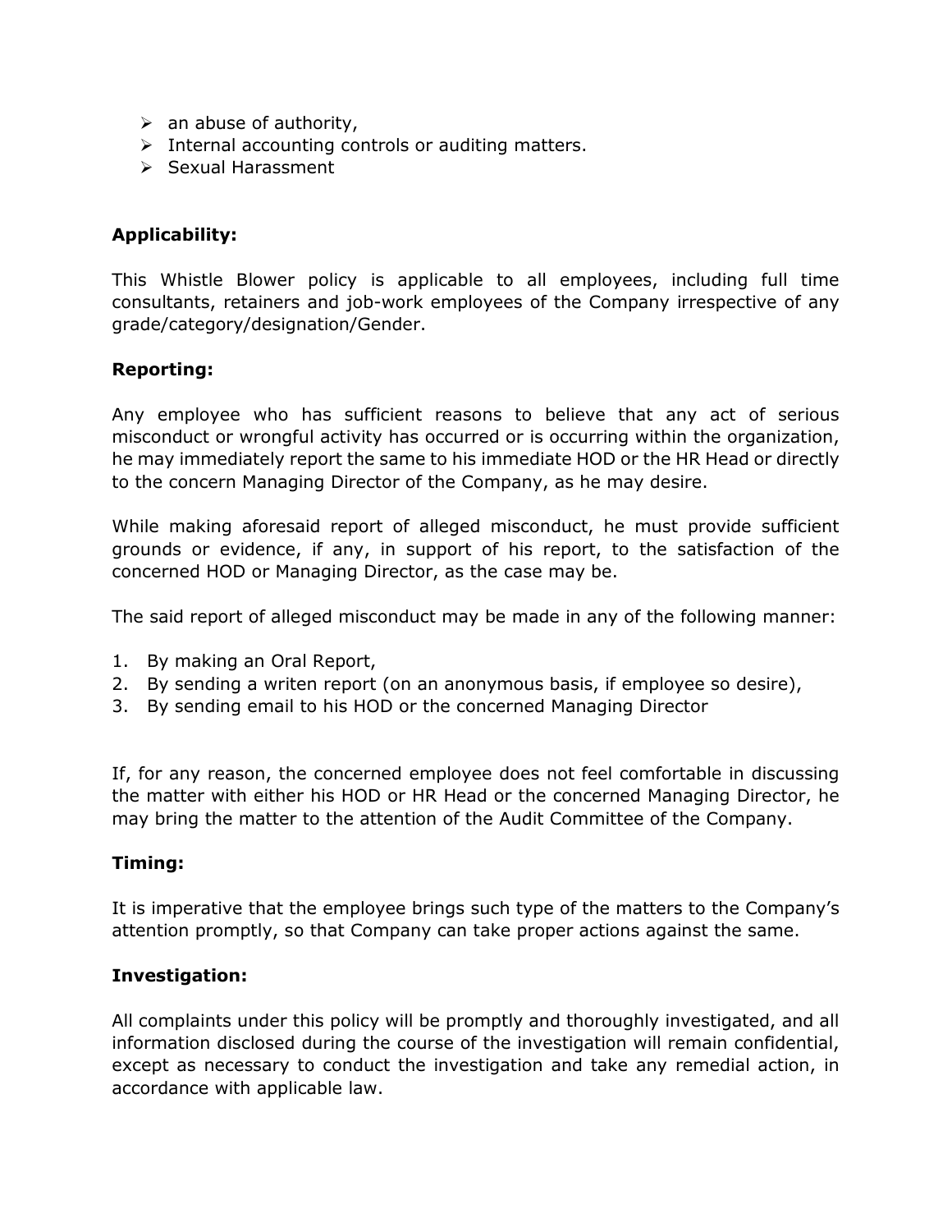- an abuse of authority,
- Internal accounting controls or auditing matters.
- Sexual Harassment

**Applicability:**

This Whistle Blower policy is applicable to all employees, including full time consultants, retainers and job-work employees of the Company irrespective of any grade/category/designation/Gender.

**Reporting:**

Any employee who has sufficient reasons to believe that any act of serious misconduct or wrongful activity has occurred or is occurring within the organization, he may immediately report the same to his immediate HOD or the HR Head or directly to the concern Managing Director of the Company, as he may desire.

While making aforesaid report of alleged misconduct, he must provide sufficient grounds or evidence, if any, in support of his report, to the satisfaction of the concerned HOD or Managing Director, as the case may be.

The said report of alleged misconduct may be made in any of the following manner:

1. By making an Oral Report,
2. By sending a writen report (on an anonymous basis, if employee so desire),
3. By sending email to his HOD or the concerned Managing Director

If, for any reason, the concerned employee does not feel comfortable in discussing the matter with either his HOD or HR Head or the concerned Managing Director, he may bring the matter to the attention of the Audit Committee of the Company.

**Timing:**

It is imperative that the employee brings such type of the matters to the Company's attention promptly, so that Company can take proper actions against the same.

**Investigation:**

All complaints under this policy will be promptly and thoroughly investigated, and all information disclosed during the course of the investigation will remain confidential, except as necessary to conduct the investigation and take any remedial action, in accordance with applicable law.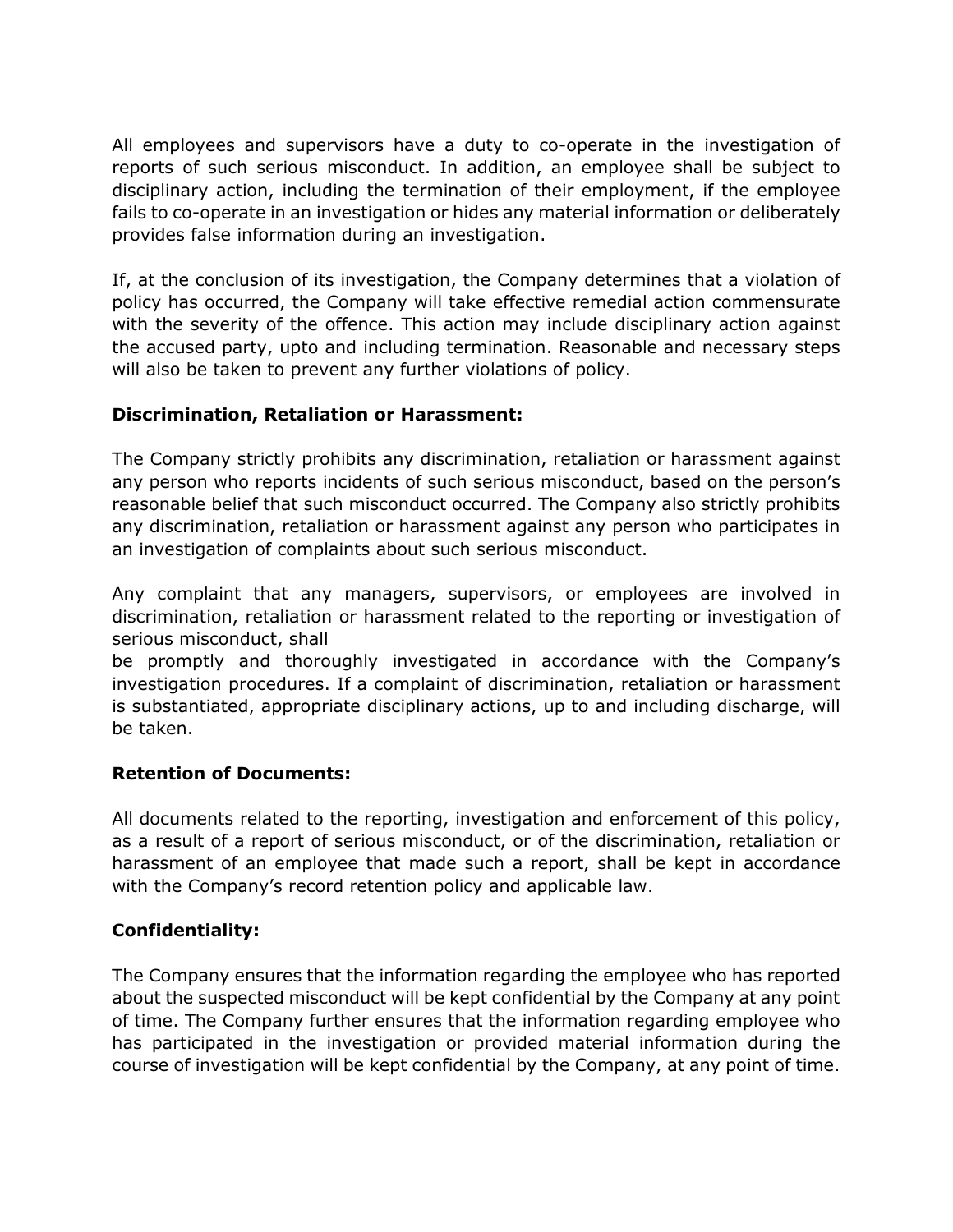All employees and supervisors have a duty to co-operate in the investigation of reports of such serious misconduct. In addition, an employee shall be subject to disciplinary action, including the termination of their employment, if the employee fails to co-operate in an investigation or hides any material information or deliberately provides false information during an investigation.

If, at the conclusion of its investigation, the Company determines that a violation of policy has occurred, the Company will take effective remedial action commensurate with the severity of the offence. This action may include disciplinary action against the accused party, upto and including termination. Reasonable and necessary steps will also be taken to prevent any further violations of policy.

**Discrimination, Retaliation or Harassment:**

The Company strictly prohibits any discrimination, retaliation or harassment against any person who reports incidents of such serious misconduct, based on the person's reasonable belief that such misconduct occurred. The Company also strictly prohibits any discrimination, retaliation or harassment against any person who participates in an investigation of complaints about such serious misconduct.

Any complaint that any managers, supervisors, or employees are involved in discrimination, retaliation or harassment related to the reporting or investigation of serious misconduct, shall be promptly and thoroughly investigated in accordance with the Company's investigation procedures. If a complaint of discrimination, retaliation or harassment is substantiated, appropriate disciplinary actions, up to and including discharge, will be taken.

**Retention of Documents:**

All documents related to the reporting, investigation and enforcement of this policy, as a result of a report of serious misconduct, or of the discrimination, retaliation or harassment of an employee that made such a report, shall be kept in accordance with the Company's record retention policy and applicable law.

**Confidentiality:**

The Company ensures that the information regarding the employee who has reported about the suspected misconduct will be kept confidential by the Company at any point of time. The Company further ensures that the information regarding employee who has participated in the investigation or provided material information during the course of investigation will be kept confidential by the Company, at any point of time.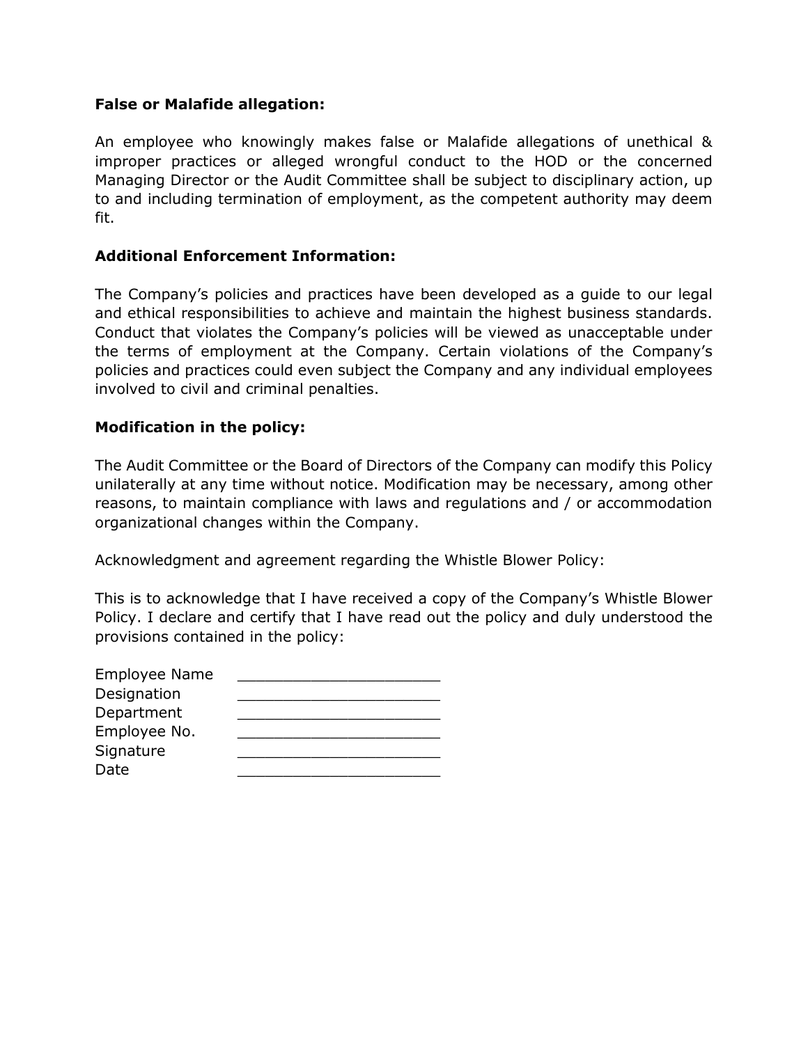**False or Malafide allegation:**

An employee who knowingly makes false or Malafide allegations of unethical & improper practices or alleged wrongful conduct to the HOD or the concerned Managing Director or the Audit Committee shall be subject to disciplinary action, up to and including termination of employment, as the competent authority may deem fit.

**Additional Enforcement Information:**

The Company's policies and practices have been developed as a guide to our legal and ethical responsibilities to achieve and maintain the highest business standards. Conduct that violates the Company's policies will be viewed as unacceptable under the terms of employment at the Company. Certain violations of the Company's policies and practices could even subject the Company and any individual employees involved to civil and criminal penalties.

**Modification in the policy:**

The Audit Committee or the Board of Directors of the Company can modify this Policy unilaterally at any time without notice. Modification may be necessary, among other reasons, to maintain compliance with laws and regulations and / or accommodation organizational changes within the Company.

Acknowledgment and agreement regarding the Whistle Blower Policy:

This is to acknowledge that I have received a copy of the Company's Whistle Blower Policy. I declare and certify that I have read out the policy and duly understood the provisions contained in the policy:

| | |
|---|---|
| Employee Name | ______________________ |
| Designation | ______________________ |
| Department | ______________________ |
| Employee No. | ______________________ |
| Signature | ______________________ |
| Date | ______________________ |